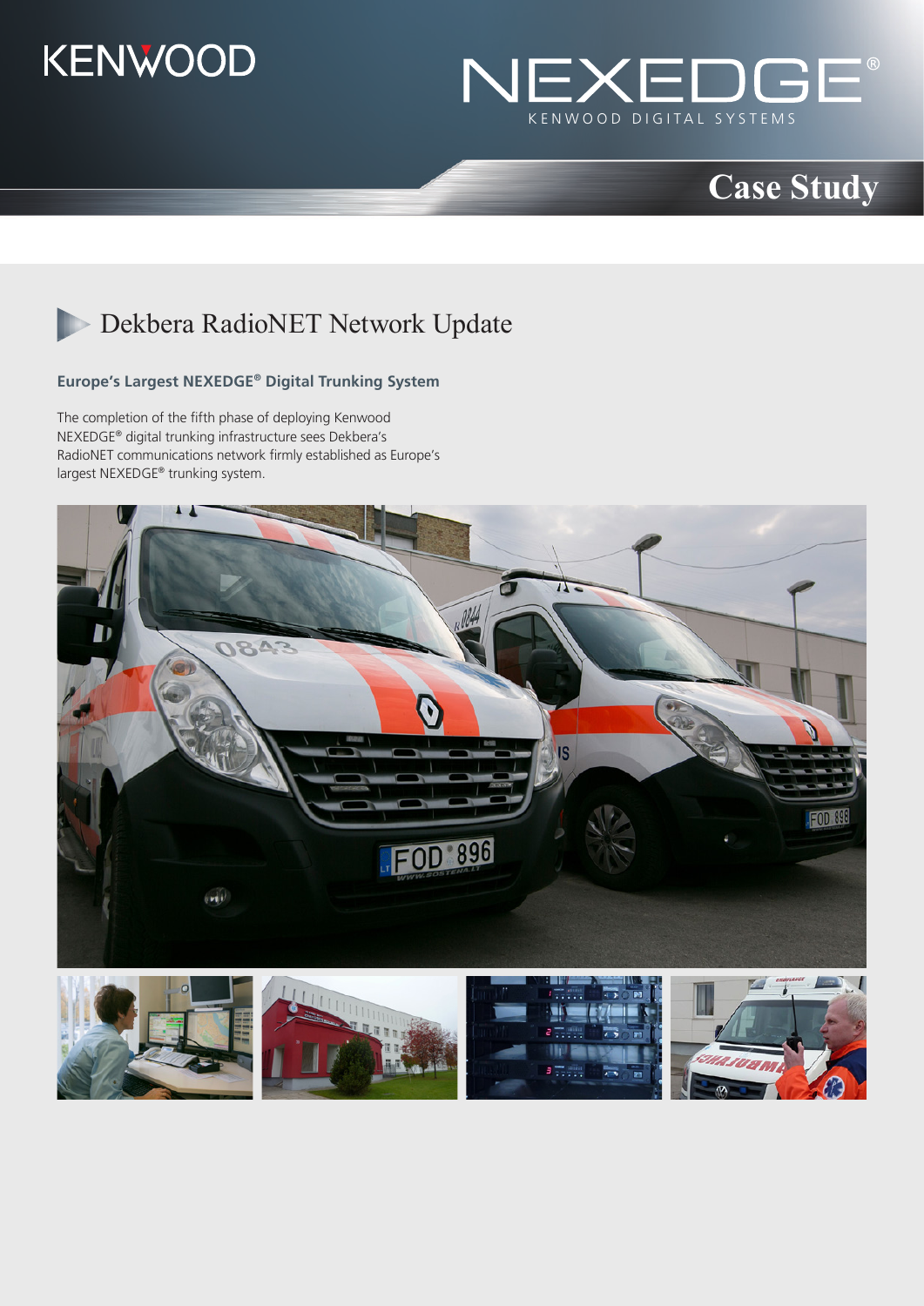KENWOOD

NEXEDGE®

KENWOOD DIGITAL SYSTEMS

Case Study

# Dekbera RadioNET Network Update

### Europe's Largest NEXEDGE® Digital Trunking System

The completion of the fifth phase of deploying Kenwood NEXEDGE® digital trunking infrastructure sees Dekbera's RadioNET communications network firmly established as Europe's largest NEXEDGE® trunking system.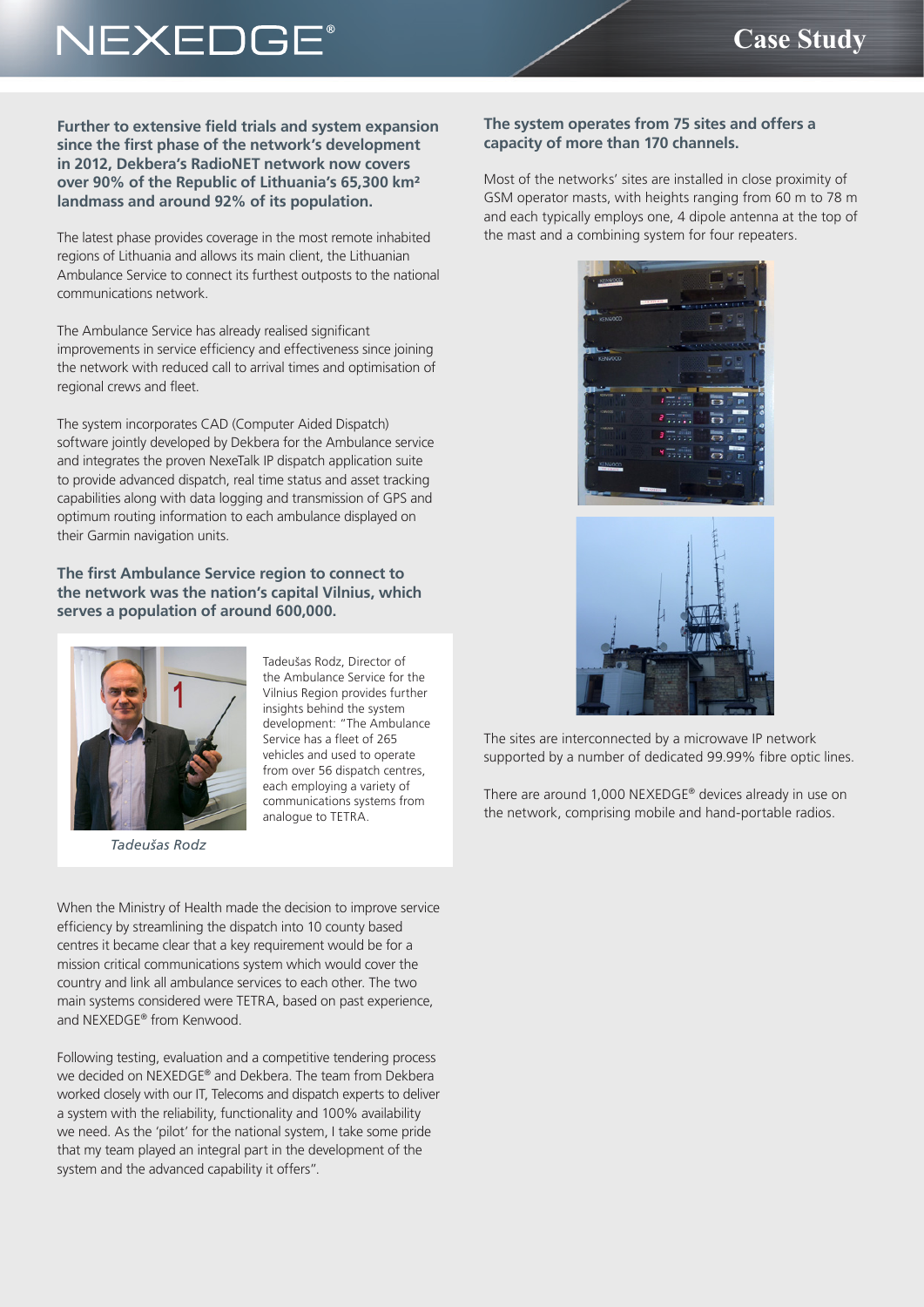**Further to extensive field trials and system expansion since the first phase of the network's development in 2012, Dekbera's RadioNET network now covers over 90% of the Republic of Lithuania's 65,300 km² landmass and around 92% of its population.**

The latest phase provides coverage in the most remote inhabited regions of Lithuania and allows its main client, the Lithuanian Ambulance Service to connect its furthest outposts to the national communications network.

The Ambulance Service has already realised significant improvements in service efficiency and effectiveness since joining the network with reduced call to arrival times and optimisation of regional crews and fleet.

The system incorporates CAD (Computer Aided Dispatch) software jointly developed by Dekbera for the Ambulance service and integrates the proven NexeTalk IP dispatch application suite to provide advanced dispatch, real time status and asset tracking capabilities along with data logging and transmission of GPS and optimum routing information to each ambulance displayed on their Garmin navigation units.

**The first Ambulance Service region to connect to the network was the nation's capital Vilnius, which serves a population of around 600,000.**

*Tadeušas Rodz*

Tadeušas Rodz, Director of the Ambulance Service for the Vilnius Region provides further insights behind the system development: "The Ambulance Service has a fleet of 265 vehicles and used to operate from over 56 dispatch centres, each employing a variety of communications systems from analogue to TETRA.

When the Ministry of Health made the decision to improve service efficiency by streamlining the dispatch into 10 county based centres it became clear that a key requirement would be for a mission critical communications system which would cover the country and link all ambulance services to each other. The two main systems considered were TETRA, based on past experience, and NEXEDGE® from Kenwood.

Following testing, evaluation and a competitive tendering process we decided on NEXEDGE® and Dekbera. The team from Dekbera worked closely with our IT, Telecoms and dispatch experts to deliver a system with the reliability, functionality and 100% availability we need. As the 'pilot' for the national system, I take some pride that my team played an integral part in the development of the system and the advanced capability it offers".

**The system operates from 75 sites and offers a capacity of more than 170 channels.**

Most of the networks' sites are installed in close proximity of GSM operator masts, with heights ranging from 60 m to 78 m and each typically employs one, 4 dipole antenna at the top of the mast and a combining system for four repeaters.

The sites are interconnected by a microwave IP network supported by a number of dedicated 99.99% fibre optic lines.

There are around 1,000 NEXEDGE® devices already in use on the network, comprising mobile and hand-portable radios.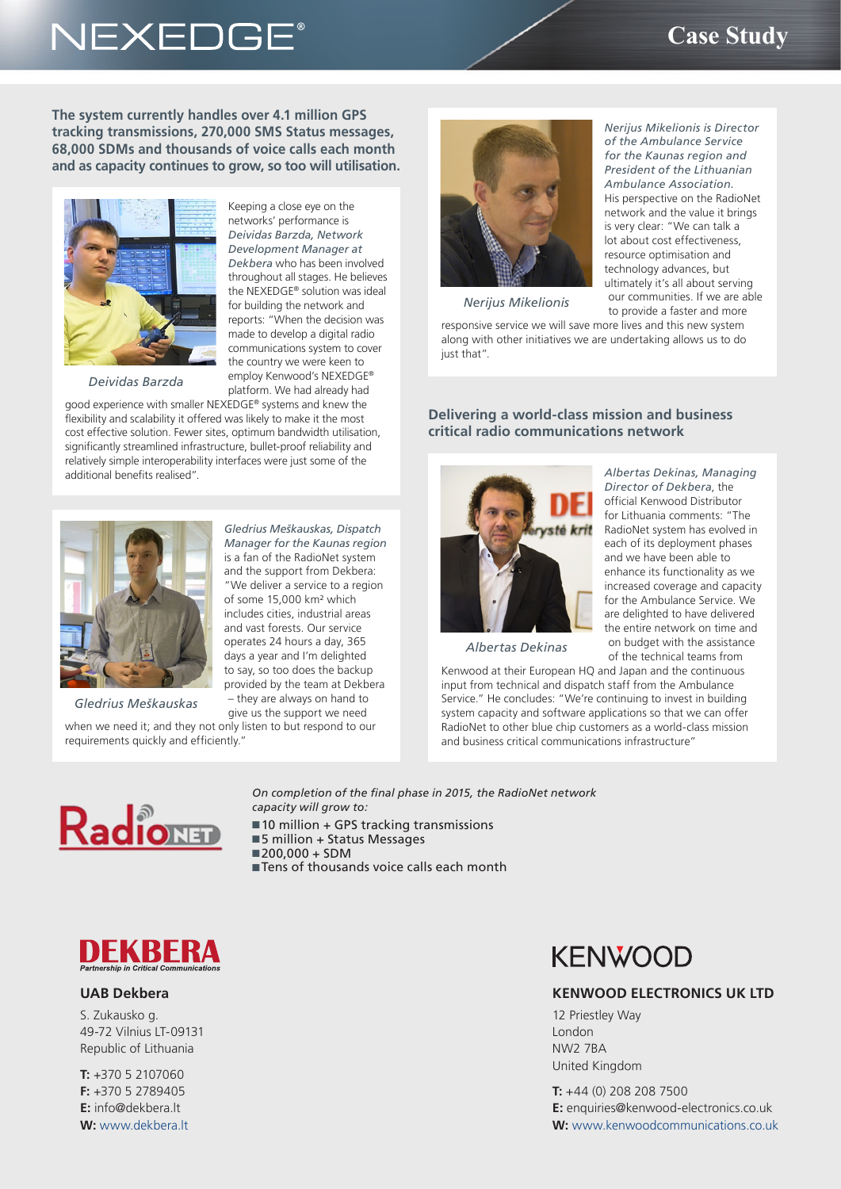**The system currently handles over 4.1 million GPS tracking transmissions, 270,000 SMS Status messages, 68,000 SDMs and thousands of voice calls each month and as capacity continues to grow, so too will utilisation.**

Deividas Barzda

Keeping a close eye on the networks' performance is *Deividas Barzda, Network Development Manager at Dekbera* who has been involved throughout all stages. He believes the NEXEDGE® solution was ideal for building the network and reports: "When the decision was made to develop a digital radio communications system to cover the country we were keen to employ Kenwood's NEXEDGE® platform. We had already had good experience with smaller NEXEDGE® systems and knew the flexibility and scalability it offered was likely to make it the most cost effective solution. Fewer sites, optimum bandwidth utilisation, significantly streamlined infrastructure, bullet-proof reliability and relatively simple interoperability interfaces were just some of the additional benefits realised".

Gledrius Meškauskas

*Gledrius Meškauskas, Dispatch Manager for the Kaunas region* is a fan of the RadioNet system and the support from Dekbera: "We deliver a service to a region of some 15,000 km² which includes cities, industrial areas and vast forests. Our service operates 24 hours a day, 365 days a year and I'm delighted to say, so too does the backup provided by the team at Dekbera – they are always on hand to give us the support we need when we need it; and they not only listen to but respond to our requirements quickly and efficiently."

Nerijus Mikelionis

*Nerijus Mikelionis is Director of the Ambulance Service for the Kaunas region and President of the Lithuanian Ambulance Association.* His perspective on the RadioNet network and the value it brings is very clear: "We can talk a lot about cost effectiveness, resource optimisation and technology advances, but ultimately it's all about serving our communities. If we are able to provide a faster and more responsive service we will save more lives and this new system along with other initiatives we are undertaking allows us to do just that".

## Delivering a world-class mission and business critical radio communications network

Albertas Dekinas

*Albertas Dekinas, Managing Director of Dekbera*, the official Kenwood Distributor for Lithuania comments: "The RadioNet system has evolved in each of its deployment phases and we have been able to enhance its functionality as we increased coverage and capacity for the Ambulance Service. We are delighted to have delivered the entire network on time and on budget with the assistance of the technical teams from Kenwood at their European HQ and Japan and the continuous input from technical and dispatch staff from the Ambulance Service." He concludes: "We're continuing to invest in building system capacity and software applications so that we can offer RadioNet to other blue chip customers as a world-class mission and business critical communications infrastructure"

*On completion of the final phase in 2015, the RadioNet network capacity will grow to:*

- 10 million + GPS tracking transmissions
- 5 million + Status Messages
- 200,000 + SDM
- Tens of thousands voice calls each month

**UAB Dekbera**

S. Zukausko g.
49-72 Vilnius LT-09131
Republic of Lithuania

**T:** +370 5 2107060
**F:** +370 5 2789405
**E:** info@dekbera.lt
**W:** www.dekbera.lt

**KENWOOD ELECTRONICS UK LTD**

12 Priestley Way
London
NW2 7BA
United Kingdom

**T:** +44 (0) 208 208 7500
**E:** enquiries@kenwood-electronics.co.uk
**W:** www.kenwoodcommunications.co.uk